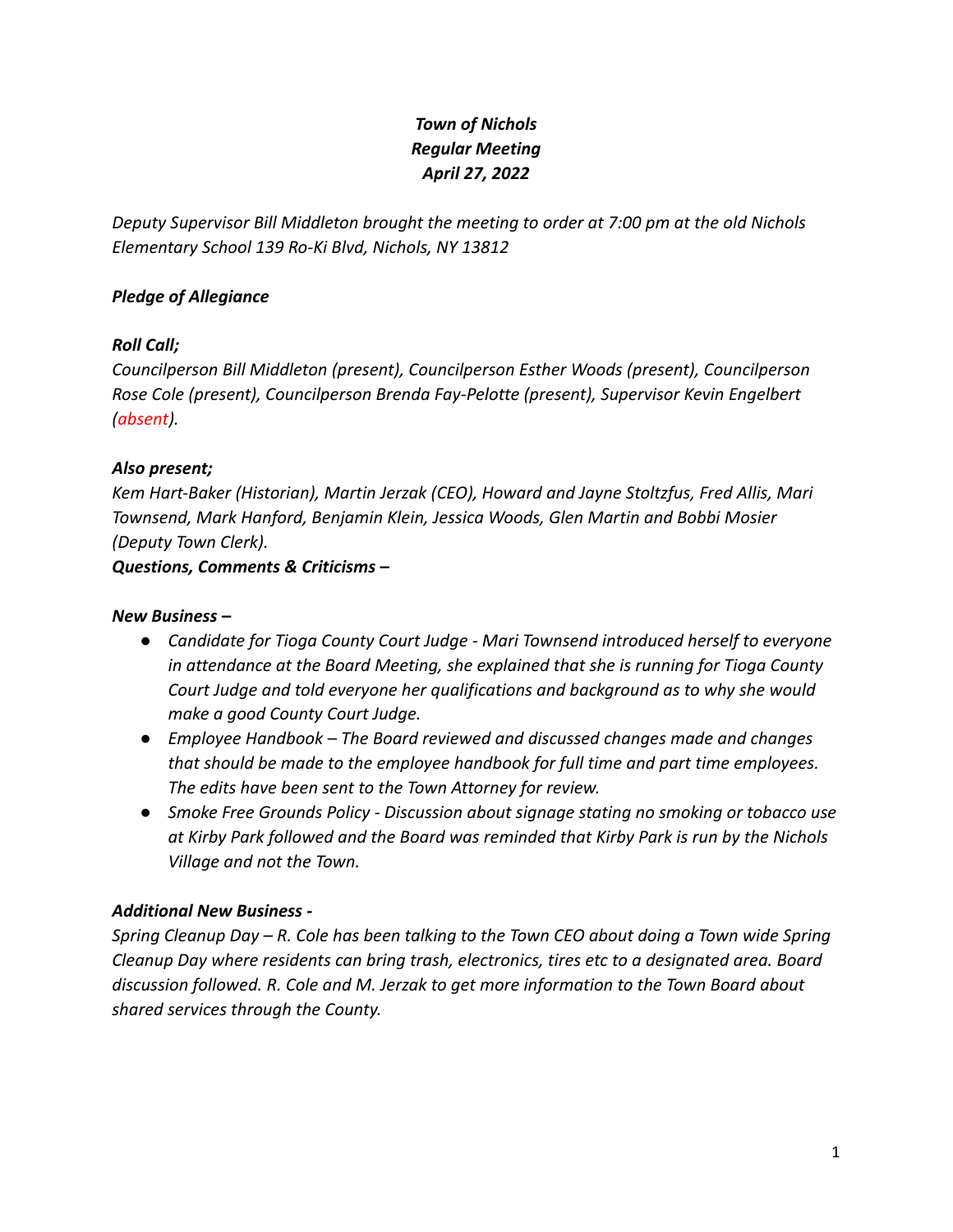***Town of Nichols***
***Regular Meeting***
***April 27, 2022***

*Deputy Supervisor Bill Middleton brought the meeting to order at 7:00 pm at the old Nichols Elementary School 139 Ro-Ki Blvd, Nichols, NY 13812*

***Pledge of Allegiance***

***Roll Call;***
*Councilperson Bill Middleton (present), Councilperson Esther Woods (present), Councilperson Rose Cole (present), Councilperson Brenda Fay-Pelotte (present), Supervisor Kevin Engelbert (absent).*

***Also present;***
*Kem Hart-Baker (Historian), Martin Jerzak (CEO), Howard and Jayne Stoltzfus, Fred Allis, Mari Townsend, Mark Hanford, Benjamin Klein, Jessica Woods, Glen Martin and Bobbi Mosier (Deputy Town Clerk).*

***Questions, Comments & Criticisms –***

***New Business –***

- *Candidate for Tioga County Court Judge - Mari Townsend introduced herself to everyone in attendance at the Board Meeting, she explained that she is running for Tioga County Court Judge and told everyone her qualifications and background as to why she would make a good County Court Judge.*
- *Employee Handbook – The Board reviewed and discussed changes made and changes that should be made to the employee handbook for full time and part time employees. The edits have been sent to the Town Attorney for review.*
- *Smoke Free Grounds Policy - Discussion about signage stating no smoking or tobacco use at Kirby Park followed and the Board was reminded that Kirby Park is run by the Nichols Village and not the Town.*

***Additional New Business -***

*Spring Cleanup Day – R. Cole has been talking to the Town CEO about doing a Town wide Spring Cleanup Day where residents can bring trash, electronics, tires etc to a designated area. Board discussion followed. R. Cole and M. Jerzak to get more information to the Town Board about shared services through the County.*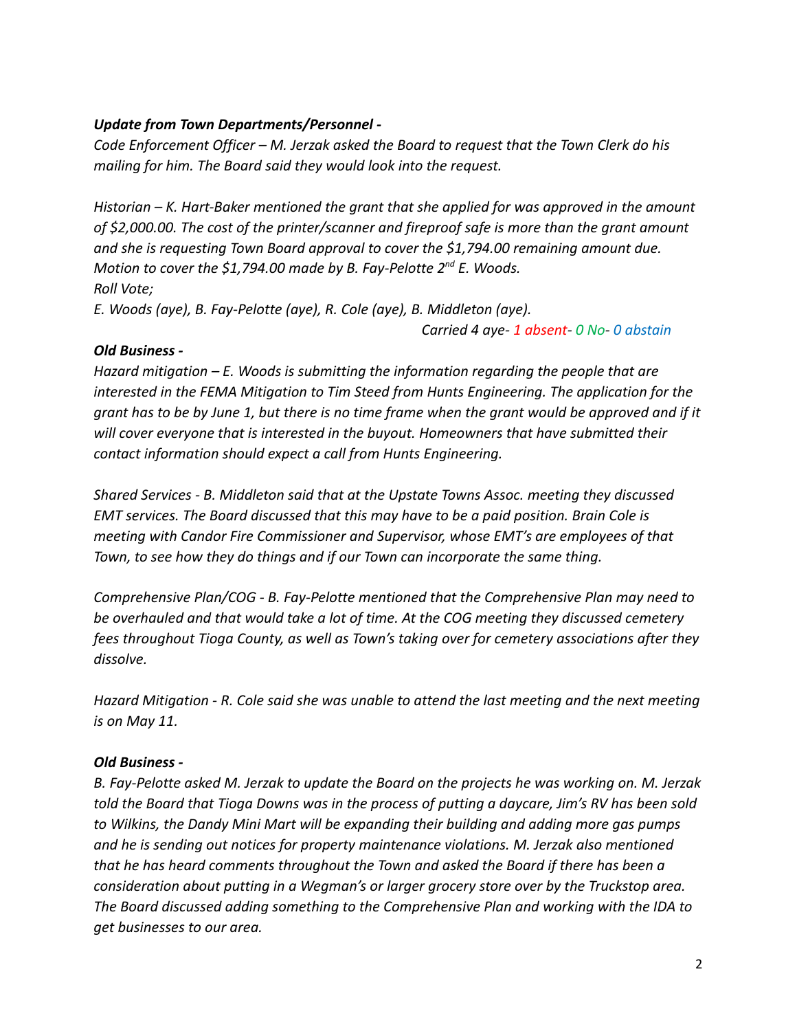***Update from Town Departments/Personnel -***

*Code Enforcement Officer – M. Jerzak asked the Board to request that the Town Clerk do his mailing for him. The Board said they would look into the request.*

*Historian – K. Hart-Baker mentioned the grant that she applied for was approved in the amount of $2,000.00. The cost of the printer/scanner and fireproof safe is more than the grant amount and she is requesting Town Board approval to cover the $1,794.00 remaining amount due.*
*Motion to cover the $1,794.00 made by B. Fay-Pelotte 2nd E. Woods.*
*Roll Vote;*
*E. Woods (aye), B. Fay-Pelotte (aye), R. Cole (aye), B. Middleton (aye).*

*Carried 4 aye- 1 absent- 0 No- 0 abstain*

***Old Business -***

*Hazard mitigation – E. Woods is submitting the information regarding the people that are interested in the FEMA Mitigation to Tim Steed from Hunts Engineering. The application for the grant has to be by June 1, but there is no time frame when the grant would be approved and if it will cover everyone that is interested in the buyout. Homeowners that have submitted their contact information should expect a call from Hunts Engineering.*

*Shared Services - B. Middleton said that at the Upstate Towns Assoc. meeting they discussed EMT services. The Board discussed that this may have to be a paid position. Brain Cole is meeting with Candor Fire Commissioner and Supervisor, whose EMT's are employees of that Town, to see how they do things and if our Town can incorporate the same thing.*

*Comprehensive Plan/COG - B. Fay-Pelotte mentioned that the Comprehensive Plan may need to be overhauled and that would take a lot of time. At the COG meeting they discussed cemetery fees throughout Tioga County, as well as Town's taking over for cemetery associations after they dissolve.*

*Hazard Mitigation - R. Cole said she was unable to attend the last meeting and the next meeting is on May 11.*

***Old Business -***

*B. Fay-Pelotte asked M. Jerzak to update the Board on the projects he was working on. M. Jerzak told the Board that Tioga Downs was in the process of putting a daycare, Jim's RV has been sold to Wilkins, the Dandy Mini Mart will be expanding their building and adding more gas pumps and he is sending out notices for property maintenance violations. M. Jerzak also mentioned that he has heard comments throughout the Town and asked the Board if there has been a consideration about putting in a Wegman's or larger grocery store over by the Truckstop area. The Board discussed adding something to the Comprehensive Plan and working with the IDA to get businesses to our area.*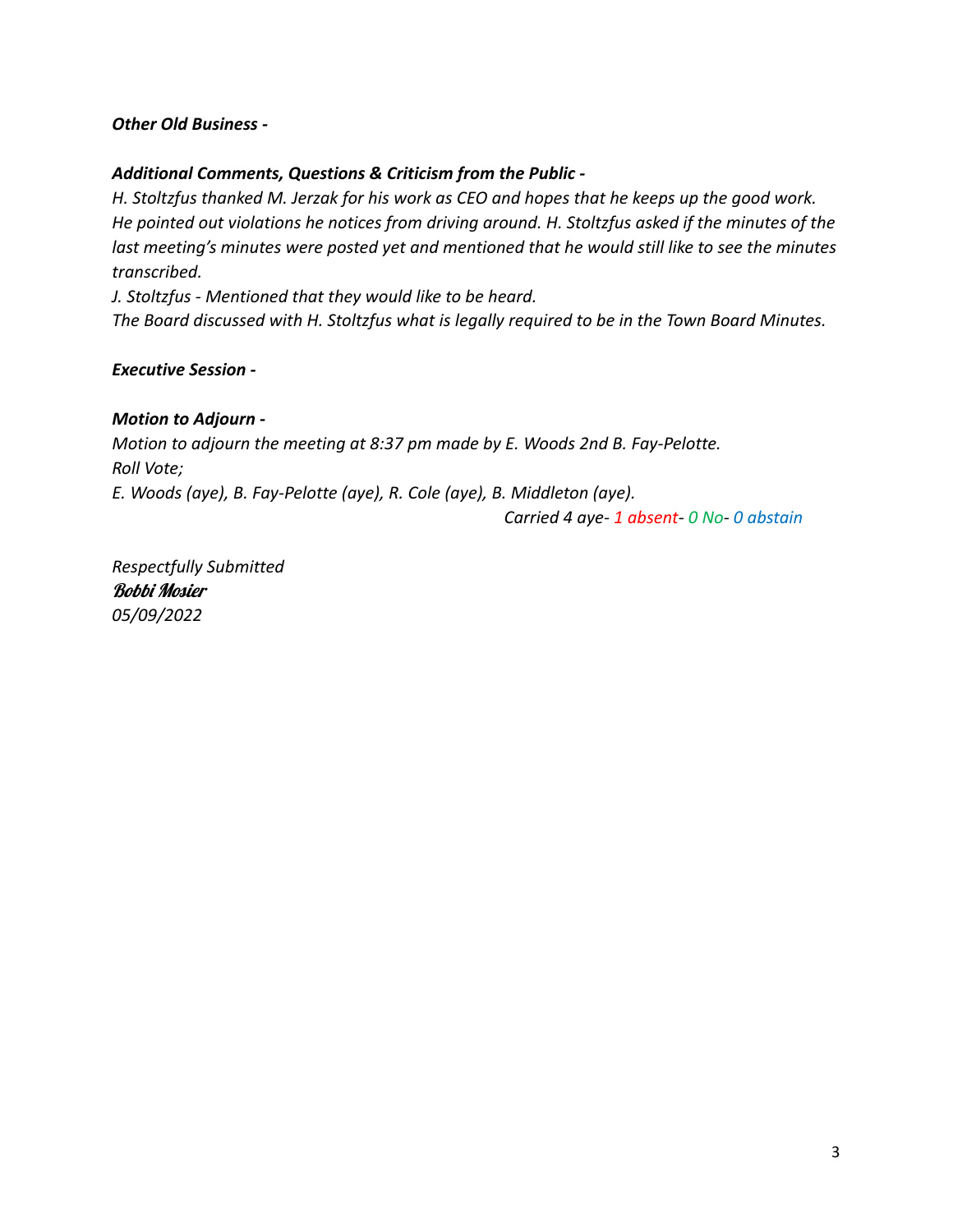***Other Old Business -***

***Additional Comments, Questions & Criticism from the Public -***

*H. Stoltzfus thanked M. Jerzak for his work as CEO and hopes that he keeps up the good work. He pointed out violations he notices from driving around. H. Stoltzfus asked if the minutes of the last meeting's minutes were posted yet and mentioned that he would still like to see the minutes transcribed.*

*J. Stoltzfus - Mentioned that they would like to be heard.*

*The Board discussed with H. Stoltzfus what is legally required to be in the Town Board Minutes.*

***Executive Session -***

***Motion to Adjourn -***

*Motion to adjourn the meeting at 8:37 pm made by E. Woods 2nd B. Fay-Pelotte.*

*Roll Vote;*

*E. Woods (aye), B. Fay-Pelotte (aye), R. Cole (aye), B. Middleton (aye).*

*Carried 4 aye- 1 absent- 0 No- 0 abstain*

*Respectfully Submitted*

*Bobbi Mosier*

*05/09/2022*